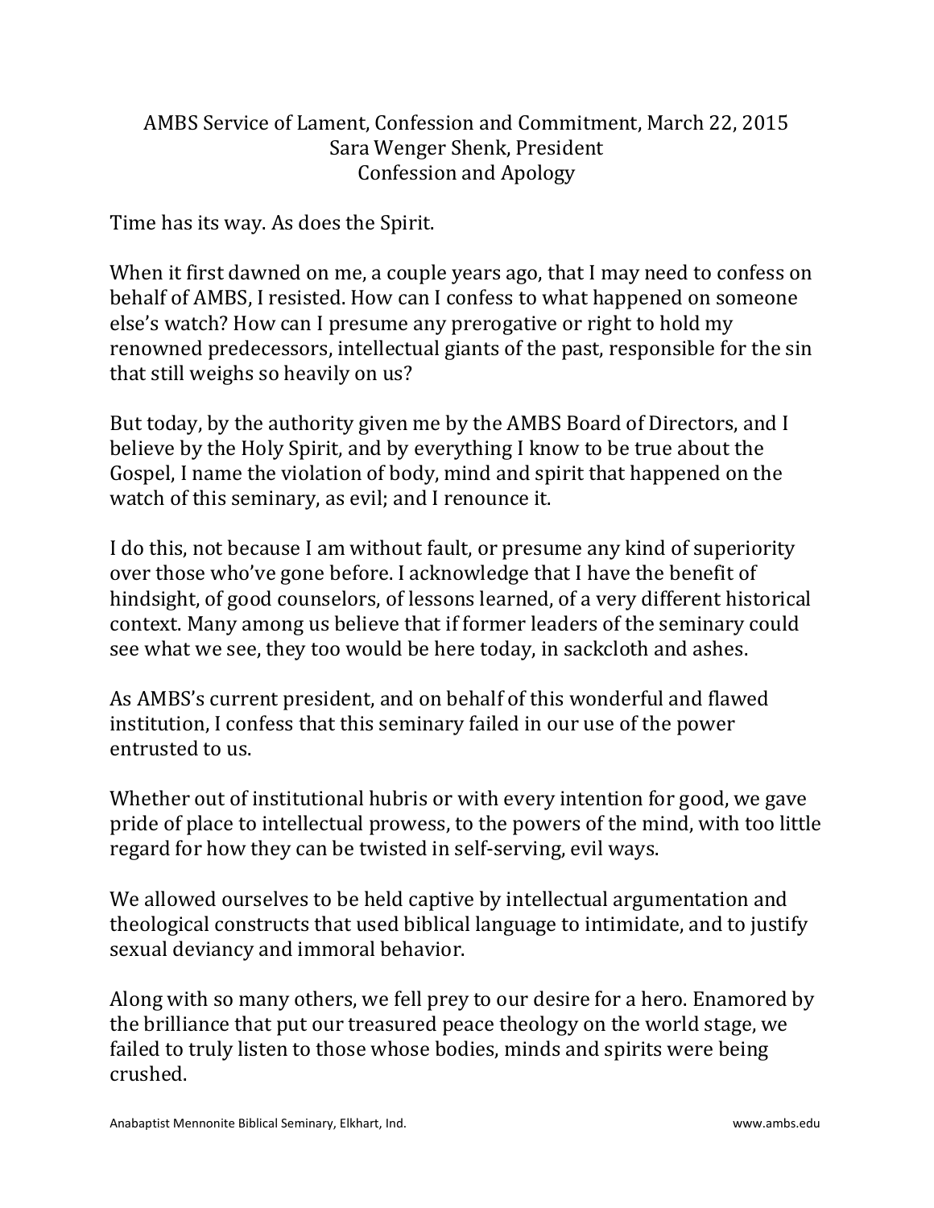# AMBS Service of Lament, Confession and Commitment, March 22, 2015
## Sara Wenger Shenk, President
## Confession and Apology

Time has its way. As does the Spirit.

When it first dawned on me, a couple years ago, that I may need to confess on behalf of AMBS, I resisted. How can I confess to what happened on someone else's watch? How can I presume any prerogative or right to hold my renowned predecessors, intellectual giants of the past, responsible for the sin that still weighs so heavily on us?

But today, by the authority given me by the AMBS Board of Directors, and I believe by the Holy Spirit, and by everything I know to be true about the Gospel, I name the violation of body, mind and spirit that happened on the watch of this seminary, as evil; and I renounce it.

I do this, not because I am without fault, or presume any kind of superiority over those who've gone before. I acknowledge that I have the benefit of hindsight, of good counselors, of lessons learned, of a very different historical context. Many among us believe that if former leaders of the seminary could see what we see, they too would be here today, in sackcloth and ashes.

As AMBS's current president, and on behalf of this wonderful and flawed institution, I confess that this seminary failed in our use of the power entrusted to us.

Whether out of institutional hubris or with every intention for good, we gave pride of place to intellectual prowess, to the powers of the mind, with too little regard for how they can be twisted in self-serving, evil ways.

We allowed ourselves to be held captive by intellectual argumentation and theological constructs that used biblical language to intimidate, and to justify sexual deviancy and immoral behavior.

Along with so many others, we fell prey to our desire for a hero. Enamored by the brilliance that put our treasured peace theology on the world stage, we failed to truly listen to those whose bodies, minds and spirits were being crushed.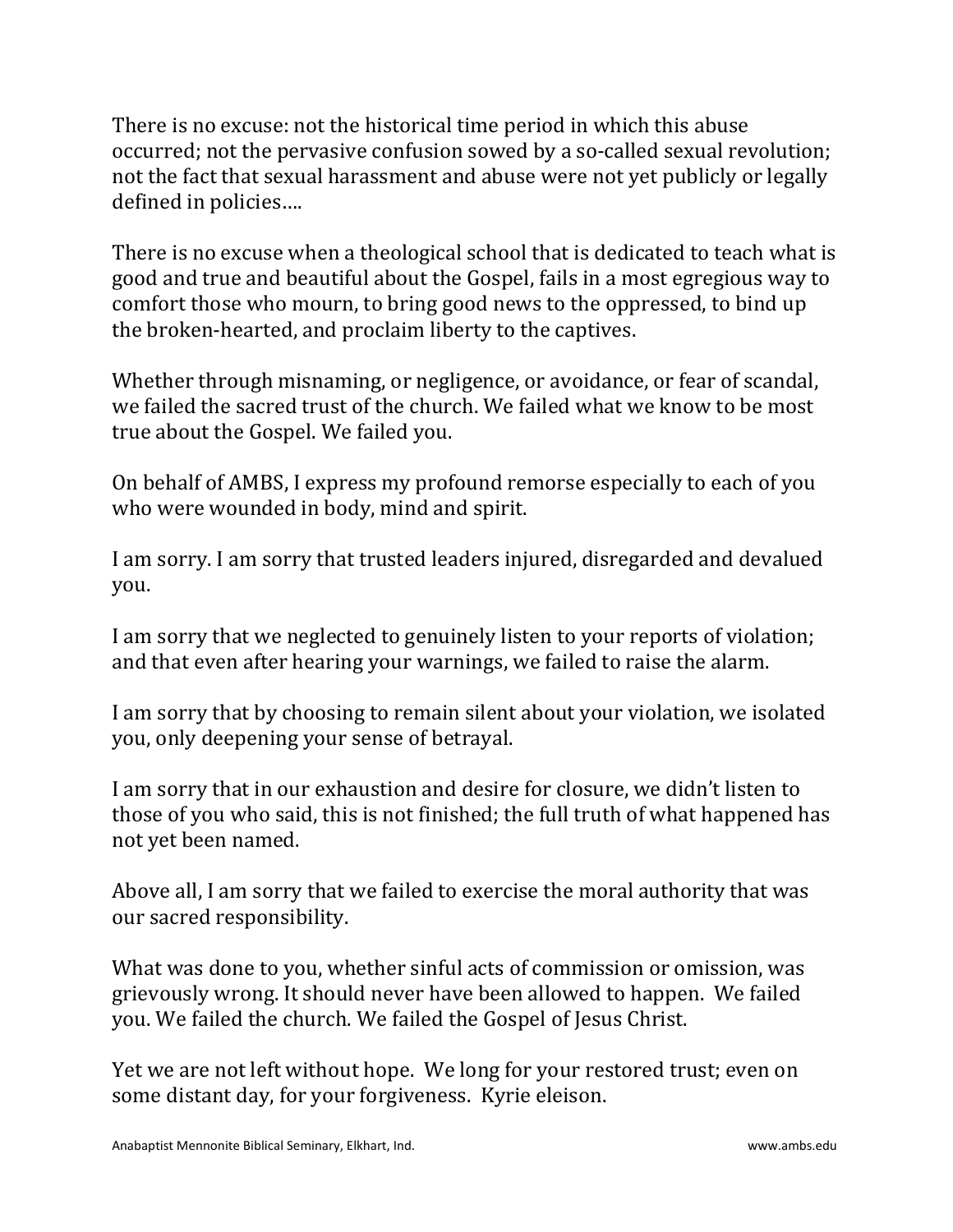There is no excuse: not the historical time period in which this abuse occurred; not the pervasive confusion sowed by a so-called sexual revolution; not the fact that sexual harassment and abuse were not yet publicly or legally defined in policies….

There is no excuse when a theological school that is dedicated to teach what is good and true and beautiful about the Gospel, fails in a most egregious way to comfort those who mourn, to bring good news to the oppressed, to bind up the broken-hearted, and proclaim liberty to the captives.

Whether through misnaming, or negligence, or avoidance, or fear of scandal, we failed the sacred trust of the church. We failed what we know to be most true about the Gospel. We failed you.

On behalf of AMBS, I express my profound remorse especially to each of you who were wounded in body, mind and spirit.

I am sorry. I am sorry that trusted leaders injured, disregarded and devalued you.

I am sorry that we neglected to genuinely listen to your reports of violation; and that even after hearing your warnings, we failed to raise the alarm.

I am sorry that by choosing to remain silent about your violation, we isolated you, only deepening your sense of betrayal.

I am sorry that in our exhaustion and desire for closure, we didn't listen to those of you who said, this is not finished; the full truth of what happened has not yet been named.

Above all, I am sorry that we failed to exercise the moral authority that was our sacred responsibility.

What was done to you, whether sinful acts of commission or omission, was grievously wrong. It should never have been allowed to happen. We failed you. We failed the church. We failed the Gospel of Jesus Christ.

Yet we are not left without hope. We long for your restored trust; even on some distant day, for your forgiveness. Kyrie eleison.